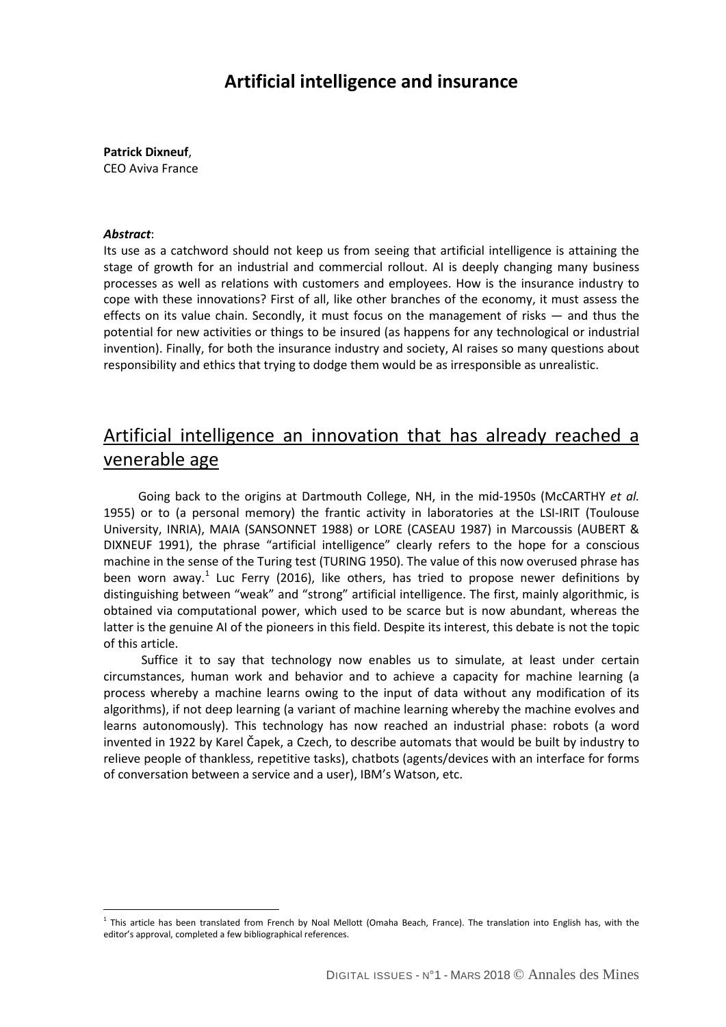# Artificial intelligence and insurance

**Patrick Dixneuf**,
CEO Aviva France

***Abstract***:

Its use as a catchword should not keep us from seeing that artificial intelligence is attaining the stage of growth for an industrial and commercial rollout. AI is deeply changing many business processes as well as relations with customers and employees. How is the insurance industry to cope with these innovations? First of all, like other branches of the economy, it must assess the effects on its value chain. Secondly, it must focus on the management of risks — and thus the potential for new activities or things to be insured (as happens for any technological or industrial invention). Finally, for both the insurance industry and society, AI raises so many questions about responsibility and ethics that trying to dodge them would be as irresponsible as unrealistic.

## Artificial intelligence an innovation that has already reached a venerable age

Going back to the origins at Dartmouth College, NH, in the mid-1950s (McCARTHY *et al.* 1955) or to (a personal memory) the frantic activity in laboratories at the LSI-IRIT (Toulouse University, INRIA), MAIA (SANSONNET 1988) or LORE (CASEAU 1987) in Marcoussis (AUBERT & DIXNEUF 1991), the phrase "artificial intelligence" clearly refers to the hope for a conscious machine in the sense of the Turing test (TURING 1950). The value of this now overused phrase has been worn away.[1] Luc Ferry (2016), like others, has tried to propose newer definitions by distinguishing between "weak" and "strong" artificial intelligence. The first, mainly algorithmic, is obtained via computational power, which used to be scarce but is now abundant, whereas the latter is the genuine AI of the pioneers in this field. Despite its interest, this debate is not the topic of this article.

Suffice it to say that technology now enables us to simulate, at least under certain circumstances, human work and behavior and to achieve a capacity for machine learning (a process whereby a machine learns owing to the input of data without any modification of its algorithms), if not deep learning (a variant of machine learning whereby the machine evolves and learns autonomously). This technology has now reached an industrial phase: robots (a word invented in 1922 by Karel Čapek, a Czech, to describe automats that would be built by industry to relieve people of thankless, repetitive tasks), chatbots (agents/devices with an interface for forms of conversation between a service and a user), IBM's Watson, etc.

[1] This article has been translated from French by Noal Mellott (Omaha Beach, France). The translation into English has, with the editor's approval, completed a few bibliographical references.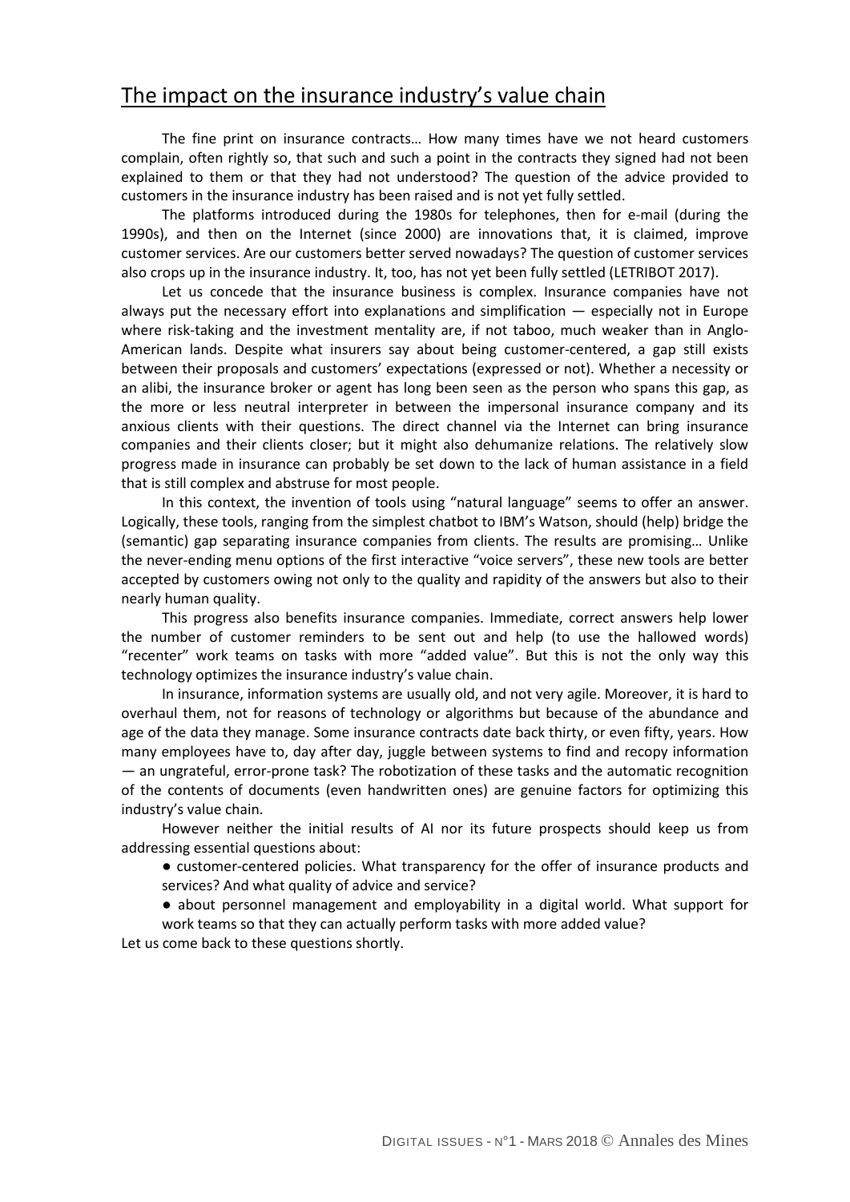## The impact on the insurance industry's value chain

The fine print on insurance contracts… How many times have we not heard customers complain, often rightly so, that such and such a point in the contracts they signed had not been explained to them or that they had not understood? The question of the advice provided to customers in the insurance industry has been raised and is not yet fully settled.

The platforms introduced during the 1980s for telephones, then for e-mail (during the 1990s), and then on the Internet (since 2000) are innovations that, it is claimed, improve customer services. Are our customers better served nowadays? The question of customer services also crops up in the insurance industry. It, too, has not yet been fully settled (LETRIBOT 2017).

Let us concede that the insurance business is complex. Insurance companies have not always put the necessary effort into explanations and simplification — especially not in Europe where risk-taking and the investment mentality are, if not taboo, much weaker than in Anglo-American lands. Despite what insurers say about being customer-centered, a gap still exists between their proposals and customers' expectations (expressed or not). Whether a necessity or an alibi, the insurance broker or agent has long been seen as the person who spans this gap, as the more or less neutral interpreter in between the impersonal insurance company and its anxious clients with their questions. The direct channel via the Internet can bring insurance companies and their clients closer; but it might also dehumanize relations. The relatively slow progress made in insurance can probably be set down to the lack of human assistance in a field that is still complex and abstruse for most people.

In this context, the invention of tools using "natural language" seems to offer an answer. Logically, these tools, ranging from the simplest chatbot to IBM's Watson, should (help) bridge the (semantic) gap separating insurance companies from clients. The results are promising… Unlike the never-ending menu options of the first interactive "voice servers", these new tools are better accepted by customers owing not only to the quality and rapidity of the answers but also to their nearly human quality.

This progress also benefits insurance companies. Immediate, correct answers help lower the number of customer reminders to be sent out and help (to use the hallowed words) "recenter" work teams on tasks with more "added value". But this is not the only way this technology optimizes the insurance industry's value chain.

In insurance, information systems are usually old, and not very agile. Moreover, it is hard to overhaul them, not for reasons of technology or algorithms but because of the abundance and age of the data they manage. Some insurance contracts date back thirty, or even fifty, years. How many employees have to, day after day, juggle between systems to find and recopy information — an ungrateful, error-prone task? The robotization of these tasks and the automatic recognition of the contents of documents (even handwritten ones) are genuine factors for optimizing this industry's value chain.

However neither the initial results of AI nor its future prospects should keep us from addressing essential questions about:

- customer-centered policies. What transparency for the offer of insurance products and services? And what quality of advice and service?
- about personnel management and employability in a digital world. What support for work teams so that they can actually perform tasks with more added value?

Let us come back to these questions shortly.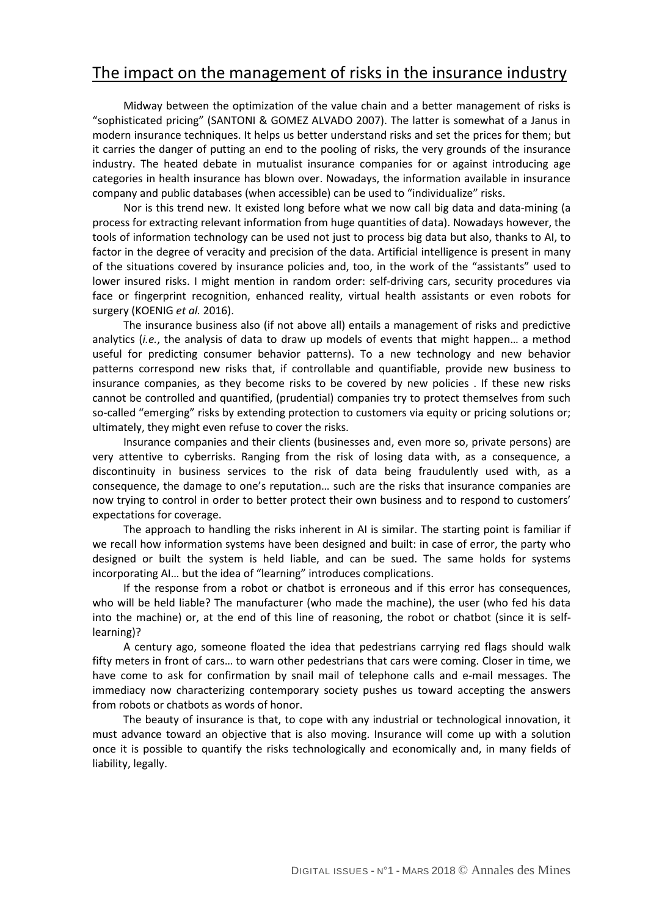## The impact on the management of risks in the insurance industry

Midway between the optimization of the value chain and a better management of risks is "sophisticated pricing" (SANTONI & GOMEZ ALVADO 2007). The latter is somewhat of a Janus in modern insurance techniques. It helps us better understand risks and set the prices for them; but it carries the danger of putting an end to the pooling of risks, the very grounds of the insurance industry. The heated debate in mutualist insurance companies for or against introducing age categories in health insurance has blown over. Nowadays, the information available in insurance company and public databases (when accessible) can be used to "individualize" risks.

Nor is this trend new. It existed long before what we now call big data and data-mining (a process for extracting relevant information from huge quantities of data). Nowadays however, the tools of information technology can be used not just to process big data but also, thanks to AI, to factor in the degree of veracity and precision of the data. Artificial intelligence is present in many of the situations covered by insurance policies and, too, in the work of the "assistants" used to lower insured risks. I might mention in random order: self-driving cars, security procedures via face or fingerprint recognition, enhanced reality, virtual health assistants or even robots for surgery (KOENIG *et al.* 2016).

The insurance business also (if not above all) entails a management of risks and predictive analytics (*i.e.*, the analysis of data to draw up models of events that might happen… a method useful for predicting consumer behavior patterns). To a new technology and new behavior patterns correspond new risks that, if controllable and quantifiable, provide new business to insurance companies, as they become risks to be covered by new policies . If these new risks cannot be controlled and quantified, (prudential) companies try to protect themselves from such so-called "emerging" risks by extending protection to customers via equity or pricing solutions or; ultimately, they might even refuse to cover the risks.

Insurance companies and their clients (businesses and, even more so, private persons) are very attentive to cyberrisks. Ranging from the risk of losing data with, as a consequence, a discontinuity in business services to the risk of data being fraudulently used with, as a consequence, the damage to one's reputation… such are the risks that insurance companies are now trying to control in order to better protect their own business and to respond to customers' expectations for coverage.

The approach to handling the risks inherent in AI is similar. The starting point is familiar if we recall how information systems have been designed and built: in case of error, the party who designed or built the system is held liable, and can be sued. The same holds for systems incorporating AI… but the idea of "learning" introduces complications.

If the response from a robot or chatbot is erroneous and if this error has consequences, who will be held liable? The manufacturer (who made the machine), the user (who fed his data into the machine) or, at the end of this line of reasoning, the robot or chatbot (since it is self-learning)?

A century ago, someone floated the idea that pedestrians carrying red flags should walk fifty meters in front of cars… to warn other pedestrians that cars were coming. Closer in time, we have come to ask for confirmation by snail mail of telephone calls and e-mail messages. The immediacy now characterizing contemporary society pushes us toward accepting the answers from robots or chatbots as words of honor.

The beauty of insurance is that, to cope with any industrial or technological innovation, it must advance toward an objective that is also moving. Insurance will come up with a solution once it is possible to quantify the risks technologically and economically and, in many fields of liability, legally.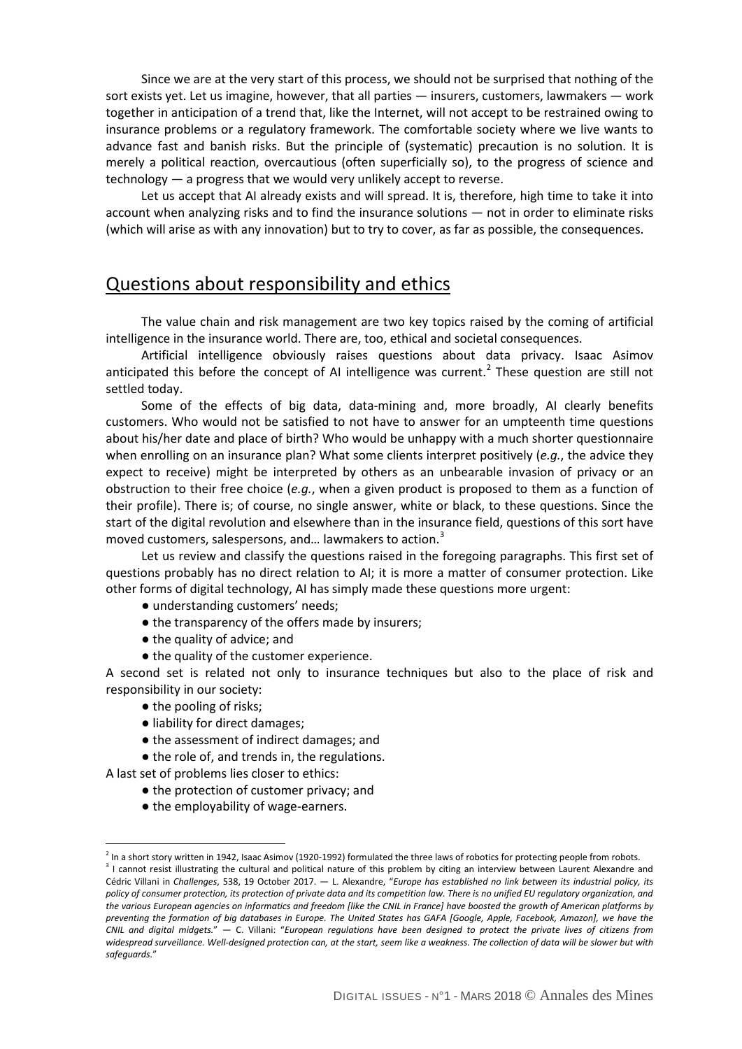Since we are at the very start of this process, we should not be surprised that nothing of the sort exists yet. Let us imagine, however, that all parties — insurers, customers, lawmakers — work together in anticipation of a trend that, like the Internet, will not accept to be restrained owing to insurance problems or a regulatory framework. The comfortable society where we live wants to advance fast and banish risks. But the principle of (systematic) precaution is no solution. It is merely a political reaction, overcautious (often superficially so), to the progress of science and technology — a progress that we would very unlikely accept to reverse.

Let us accept that AI already exists and will spread. It is, therefore, high time to take it into account when analyzing risks and to find the insurance solutions — not in order to eliminate risks (which will arise as with any innovation) but to try to cover, as far as possible, the consequences.

## Questions about responsibility and ethics

The value chain and risk management are two key topics raised by the coming of artificial intelligence in the insurance world. There are, too, ethical and societal consequences.

Artificial intelligence obviously raises questions about data privacy. Isaac Asimov anticipated this before the concept of AI intelligence was current.[2] These question are still not settled today.

Some of the effects of big data, data-mining and, more broadly, AI clearly benefits customers. Who would not be satisfied to not have to answer for an umpteenth time questions about his/her date and place of birth? Who would be unhappy with a much shorter questionnaire when enrolling on an insurance plan? What some clients interpret positively (*e.g.*, the advice they expect to receive) might be interpreted by others as an unbearable invasion of privacy or an obstruction to their free choice (*e.g.*, when a given product is proposed to them as a function of their profile). There is; of course, no single answer, white or black, to these questions. Since the start of the digital revolution and elsewhere than in the insurance field, questions of this sort have moved customers, salespersons, and… lawmakers to action.[3]

Let us review and classify the questions raised in the foregoing paragraphs. This first set of questions probably has no direct relation to AI; it is more a matter of consumer protection. Like other forms of digital technology, AI has simply made these questions more urgent:

- understanding customers' needs;
- the transparency of the offers made by insurers;
- the quality of advice; and
- the quality of the customer experience.

A second set is related not only to insurance techniques but also to the place of risk and responsibility in our society:

- the pooling of risks;
- liability for direct damages;
- the assessment of indirect damages; and
- the role of, and trends in, the regulations.

A last set of problems lies closer to ethics:

- the protection of customer privacy; and
- the employability of wage-earners.

---

[2] In a short story written in 1942, Isaac Asimov (1920-1992) formulated the three laws of robotics for protecting people from robots.

[3] I cannot resist illustrating the cultural and political nature of this problem by citing an interview between Laurent Alexandre and Cédric Villani in *Challenges*, 538, 19 October 2017. — L. Alexandre, "*Europe has established no link between its industrial policy, its policy of consumer protection, its protection of private data and its competition law. There is no unified EU regulatory organization, and the various European agencies on informatics and freedom [like the CNIL in France] have boosted the growth of American platforms by preventing the formation of big databases in Europe. The United States has GAFA [Google, Apple, Facebook, Amazon], we have the CNIL and digital midgets.*" — C. Villani: "*European regulations have been designed to protect the private lives of citizens from widespread surveillance. Well-designed protection can, at the start, seem like a weakness. The collection of data will be slower but with safeguards.*"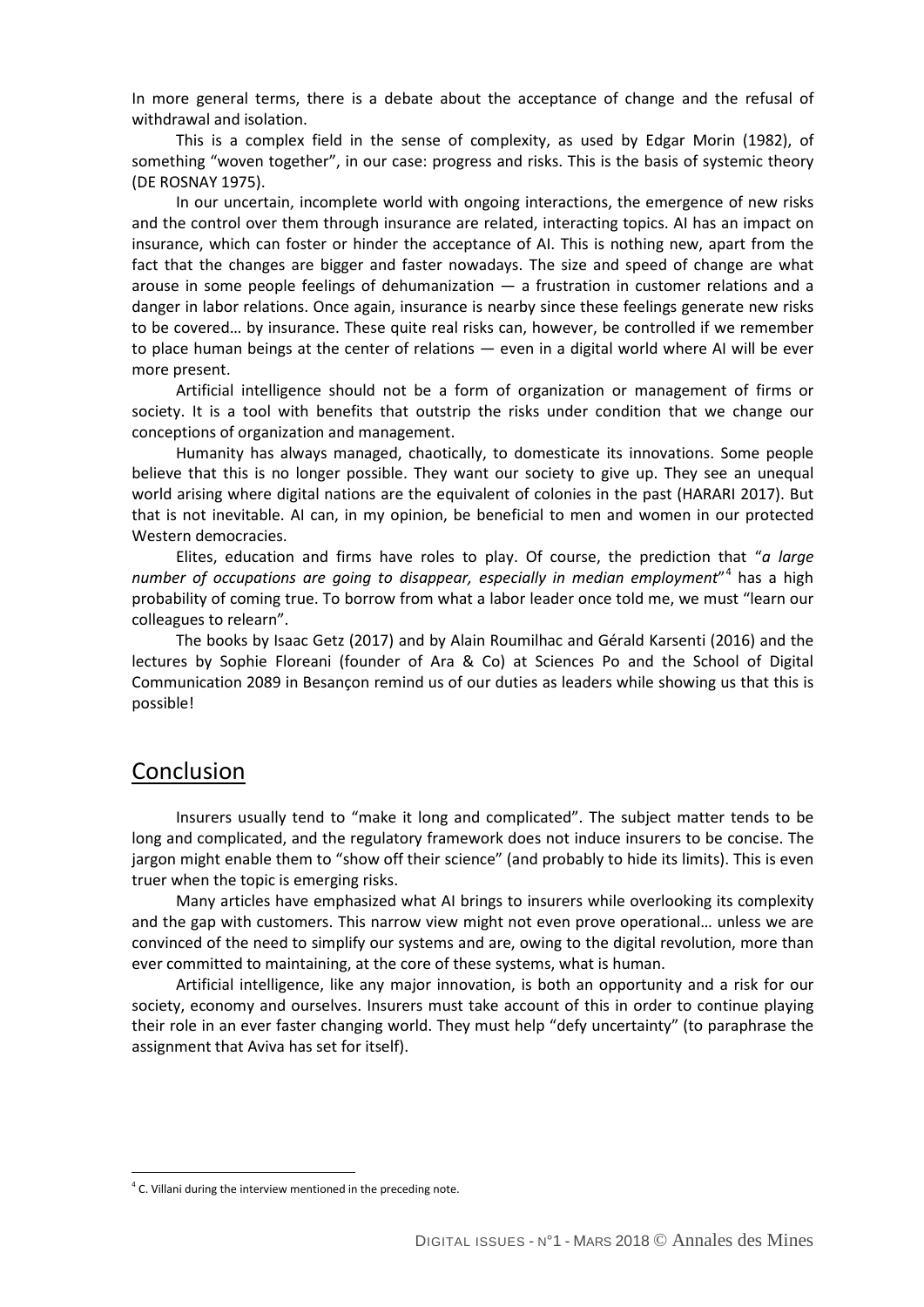In more general terms, there is a debate about the acceptance of change and the refusal of withdrawal and isolation.

This is a complex field in the sense of complexity, as used by Edgar Morin (1982), of something "woven together", in our case: progress and risks. This is the basis of systemic theory (DE ROSNAY 1975).

In our uncertain, incomplete world with ongoing interactions, the emergence of new risks and the control over them through insurance are related, interacting topics. AI has an impact on insurance, which can foster or hinder the acceptance of AI. This is nothing new, apart from the fact that the changes are bigger and faster nowadays. The size and speed of change are what arouse in some people feelings of dehumanization — a frustration in customer relations and a danger in labor relations. Once again, insurance is nearby since these feelings generate new risks to be covered… by insurance. These quite real risks can, however, be controlled if we remember to place human beings at the center of relations — even in a digital world where AI will be ever more present.

Artificial intelligence should not be a form of organization or management of firms or society. It is a tool with benefits that outstrip the risks under condition that we change our conceptions of organization and management.

Humanity has always managed, chaotically, to domesticate its innovations. Some people believe that this is no longer possible. They want our society to give up. They see an unequal world arising where digital nations are the equivalent of colonies in the past (HARARI 2017). But that is not inevitable. AI can, in my opinion, be beneficial to men and women in our protected Western democracies.

Elites, education and firms have roles to play. Of course, the prediction that "*a large number of occupations are going to disappear, especially in median employment*"[4] has a high probability of coming true. To borrow from what a labor leader once told me, we must "learn our colleagues to relearn".

The books by Isaac Getz (2017) and by Alain Roumilhac and Gérald Karsenti (2016) and the lectures by Sophie Floreani (founder of Ara & Co) at Sciences Po and the School of Digital Communication 2089 in Besançon remind us of our duties as leaders while showing us that this is possible!

## Conclusion

Insurers usually tend to "make it long and complicated". The subject matter tends to be long and complicated, and the regulatory framework does not induce insurers to be concise. The jargon might enable them to "show off their science" (and probably to hide its limits). This is even truer when the topic is emerging risks.

Many articles have emphasized what AI brings to insurers while overlooking its complexity and the gap with customers. This narrow view might not even prove operational… unless we are convinced of the need to simplify our systems and are, owing to the digital revolution, more than ever committed to maintaining, at the core of these systems, what is human.

Artificial intelligence, like any major innovation, is both an opportunity and a risk for our society, economy and ourselves. Insurers must take account of this in order to continue playing their role in an ever faster changing world. They must help "defy uncertainty" (to paraphrase the assignment that Aviva has set for itself).

---

[4] C. Villani during the interview mentioned in the preceding note.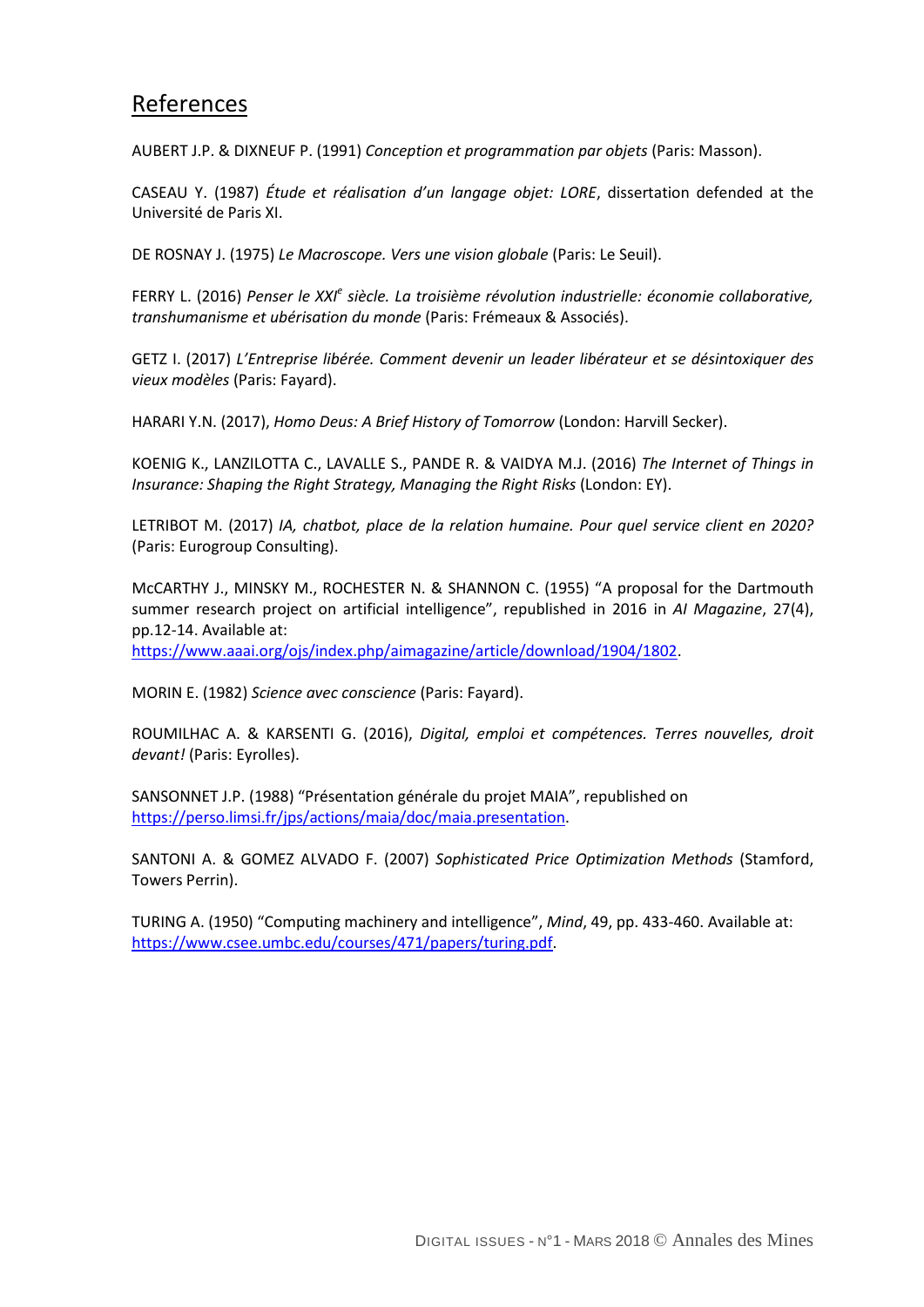## References

AUBERT J.P. & DIXNEUF P. (1991) *Conception et programmation par objets* (Paris: Masson).

CASEAU Y. (1987) *Étude et réalisation d'un langage objet: LORE*, dissertation defended at the Université de Paris XI.

DE ROSNAY J. (1975) *Le Macroscope. Vers une vision globale* (Paris: Le Seuil).

FERRY L. (2016) *Penser le XXI^e siècle. La troisième révolution industrielle: économie collaborative, transhumanisme et ubérisation du monde* (Paris: Frémeaux & Associés).

GETZ I. (2017) *L'Entreprise libérée. Comment devenir un leader libérateur et se désintoxiquer des vieux modèles* (Paris: Fayard).

HARARI Y.N. (2017), *Homo Deus: A Brief History of Tomorrow* (London: Harvill Secker).

KOENIG K., LANZILOTTA C., LAVALLE S., PANDE R. & VAIDYA M.J. (2016) *The Internet of Things in Insurance: Shaping the Right Strategy, Managing the Right Risks* (London: EY).

LETRIBOT M. (2017) *IA, chatbot, place de la relation humaine. Pour quel service client en 2020?* (Paris: Eurogroup Consulting).

McCARTHY J., MINSKY M., ROCHESTER N. & SHANNON C. (1955) "A proposal for the Dartmouth summer research project on artificial intelligence", republished in 2016 in *AI Magazine*, 27(4), pp.12-14. Available at: https://www.aaai.org/ojs/index.php/aimagazine/article/download/1904/1802.

MORIN E. (1982) *Science avec conscience* (Paris: Fayard).

ROUMILHAC A. & KARSENTI G. (2016), *Digital, emploi et compétences. Terres nouvelles, droit devant!* (Paris: Eyrolles).

SANSONNET J.P. (1988) "Présentation générale du projet MAIA", republished on https://perso.limsi.fr/jps/actions/maia/doc/maia.presentation.

SANTONI A. & GOMEZ ALVADO F. (2007) *Sophisticated Price Optimization Methods* (Stamford, Towers Perrin).

TURING A. (1950) "Computing machinery and intelligence", *Mind*, 49, pp. 433-460. Available at: https://www.csee.umbc.edu/courses/471/papers/turing.pdf.